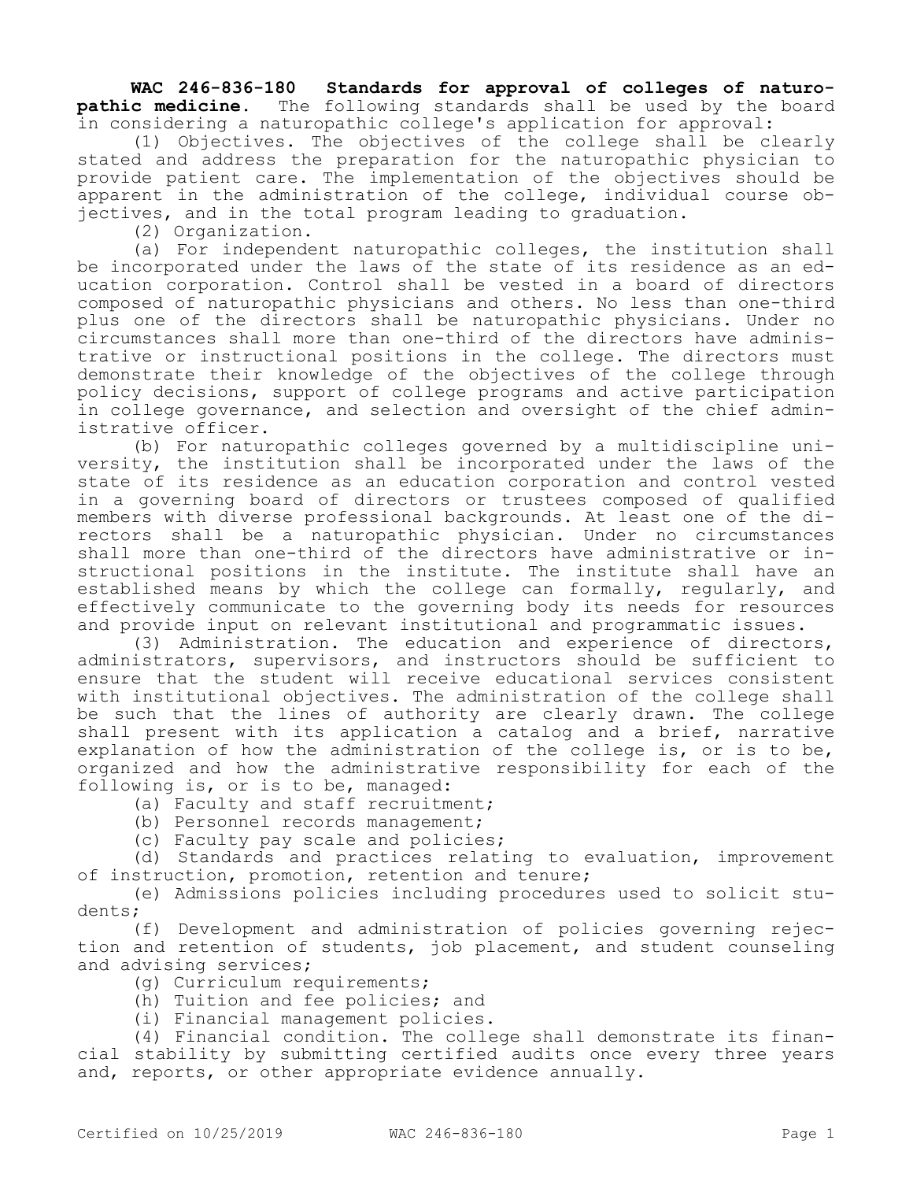**WAC 246-836-180 Standards for approval of colleges of naturopathic medicine.** The following standards shall be used by the board in considering a naturopathic college's application for approval:

(1) Objectives. The objectives of the college shall be clearly stated and address the preparation for the naturopathic physician to provide patient care. The implementation of the objectives should be apparent in the administration of the college, individual course objectives, and in the total program leading to graduation.

(2) Organization.

(a) For independent naturopathic colleges, the institution shall be incorporated under the laws of the state of its residence as an education corporation. Control shall be vested in a board of directors composed of naturopathic physicians and others. No less than one-third plus one of the directors shall be naturopathic physicians. Under no circumstances shall more than one-third of the directors have administrative or instructional positions in the college. The directors must demonstrate their knowledge of the objectives of the college through policy decisions, support of college programs and active participation in college governance, and selection and oversight of the chief administrative officer.

(b) For naturopathic colleges governed by a multidiscipline university, the institution shall be incorporated under the laws of the state of its residence as an education corporation and control vested in a governing board of directors or trustees composed of qualified members with diverse professional backgrounds. At least one of the directors shall be a naturopathic physician. Under no circumstances shall more than one-third of the directors have administrative or instructional positions in the institute. The institute shall have an established means by which the college can formally, regularly, and effectively communicate to the governing body its needs for resources and provide input on relevant institutional and programmatic issues.

(3) Administration. The education and experience of directors, administrators, supervisors, and instructors should be sufficient to ensure that the student will receive educational services consistent with institutional objectives. The administration of the college shall be such that the lines of authority are clearly drawn. The college shall present with its application a catalog and a brief, narrative explanation of how the administration of the college is, or is to be, organized and how the administrative responsibility for each of the following is, or is to be, managed:

(a) Faculty and staff recruitment;

(b) Personnel records management;

(c) Faculty pay scale and policies;

(d) Standards and practices relating to evaluation, improvement of instruction, promotion, retention and tenure;

(e) Admissions policies including procedures used to solicit students;

(f) Development and administration of policies governing rejection and retention of students, job placement, and student counseling and advising services;

(g) Curriculum requirements;

(h) Tuition and fee policies; and

(i) Financial management policies.

(4) Financial condition. The college shall demonstrate its financial stability by submitting certified audits once every three years and, reports, or other appropriate evidence annually.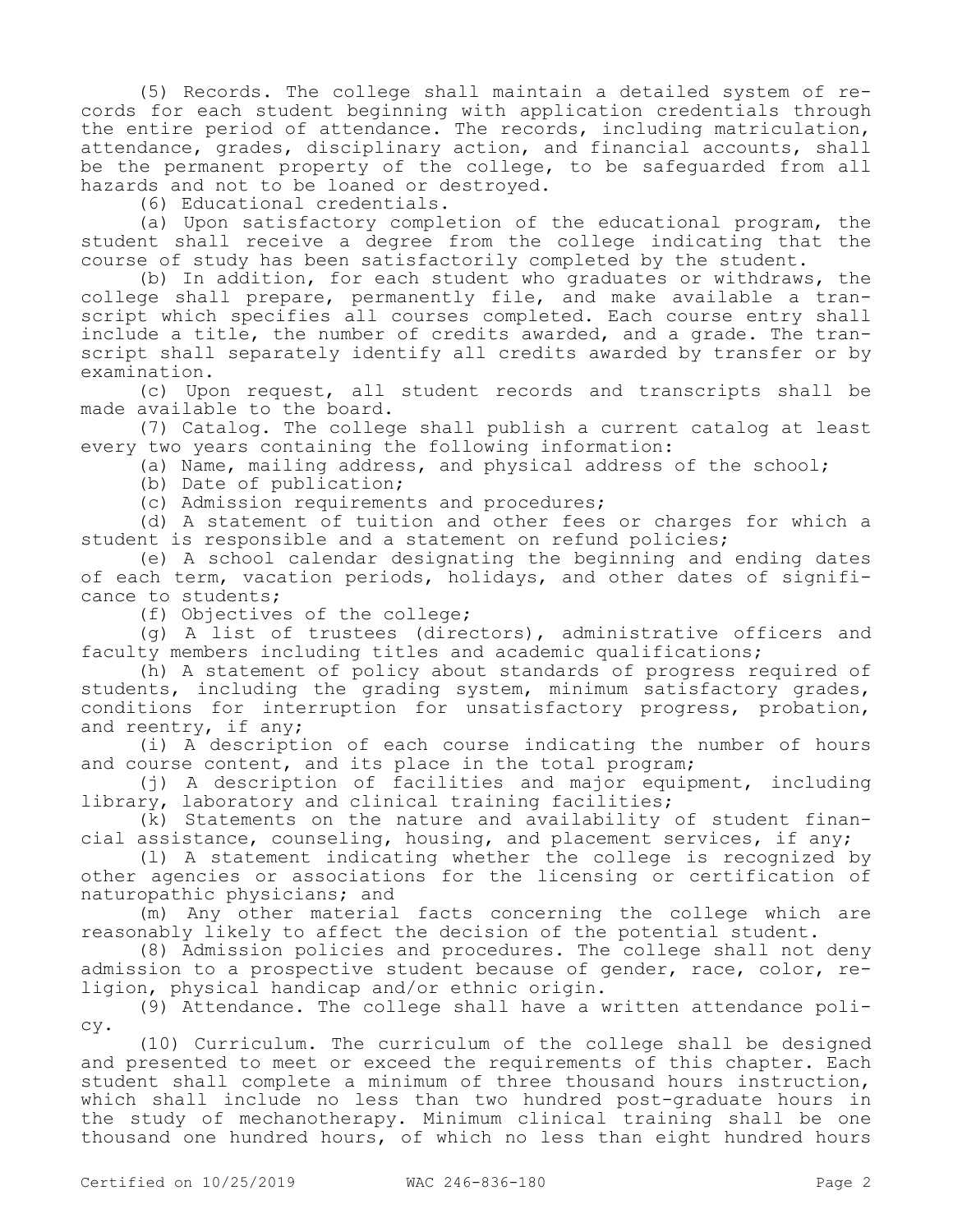(5) Records. The college shall maintain a detailed system of records for each student beginning with application credentials through the entire period of attendance. The records, including matriculation, attendance, grades, disciplinary action, and financial accounts, shall be the permanent property of the college, to be safeguarded from all hazards and not to be loaned or destroyed.

(6) Educational credentials.

(a) Upon satisfactory completion of the educational program, the student shall receive a degree from the college indicating that the course of study has been satisfactorily completed by the student.

(b) In addition, for each student who graduates or withdraws, the college shall prepare, permanently file, and make available a transcript which specifies all courses completed. Each course entry shall include a title, the number of credits awarded, and a grade. The transcript shall separately identify all credits awarded by transfer or by examination.

(c) Upon request, all student records and transcripts shall be made available to the board.

(7) Catalog. The college shall publish a current catalog at least every two years containing the following information:

(a) Name, mailing address, and physical address of the school;

(b) Date of publication;

(c) Admission requirements and procedures;

(d) A statement of tuition and other fees or charges for which a student is responsible and a statement on refund policies;

(e) A school calendar designating the beginning and ending dates of each term, vacation periods, holidays, and other dates of significance to students;

(f) Objectives of the college;

(g) A list of trustees (directors), administrative officers and faculty members including titles and academic qualifications;

(h) A statement of policy about standards of progress required of students, including the grading system, minimum satisfactory grades, conditions for interruption for unsatisfactory progress, probation, and reentry, if any;

(i) A description of each course indicating the number of hours and course content, and its place in the total program;

(j) A description of facilities and major equipment, including library, laboratory and clinical training facilities;

(k) Statements on the nature and availability of student financial assistance, counseling, housing, and placement services, if any;

(l) A statement indicating whether the college is recognized by other agencies or associations for the licensing or certification of naturopathic physicians; and

(m) Any other material facts concerning the college which are reasonably likely to affect the decision of the potential student.

(8) Admission policies and procedures. The college shall not deny admission to a prospective student because of gender, race, color, religion, physical handicap and/or ethnic origin.

(9) Attendance. The college shall have a written attendance policy.

(10) Curriculum. The curriculum of the college shall be designed and presented to meet or exceed the requirements of this chapter. Each student shall complete a minimum of three thousand hours instruction, which shall include no less than two hundred post-graduate hours in the study of mechanotherapy. Minimum clinical training shall be one thousand one hundred hours, of which no less than eight hundred hours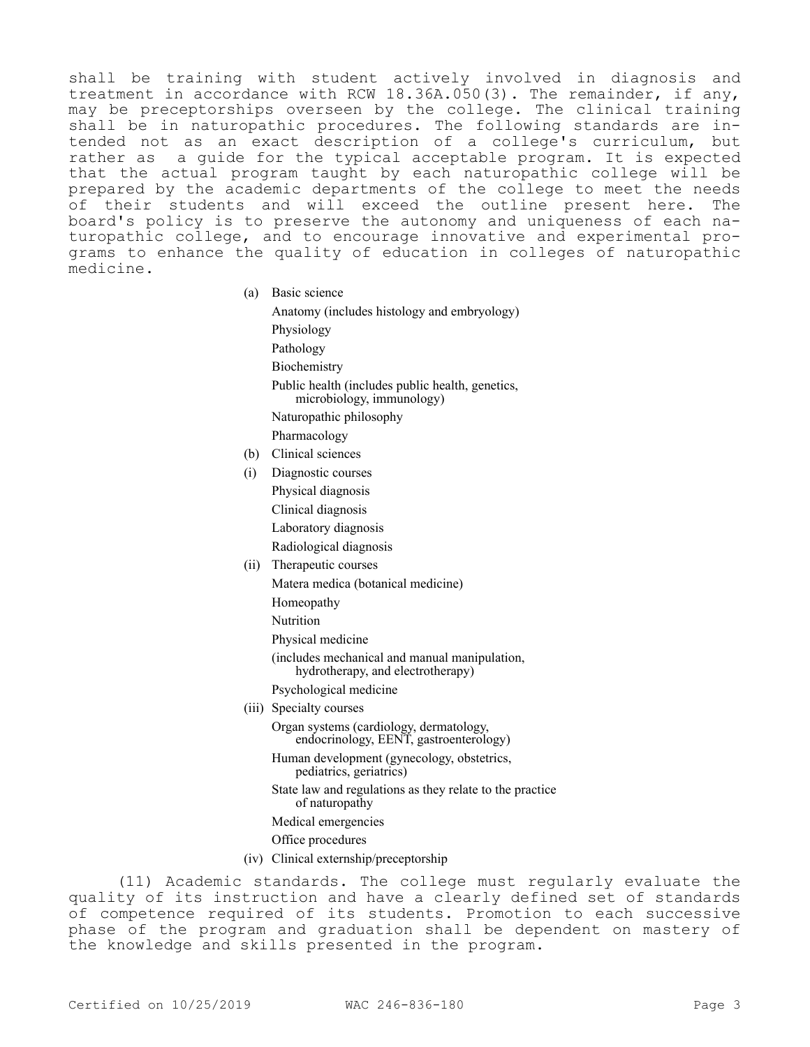shall be training with student actively involved in diagnosis and treatment in accordance with RCW 18.36A.050(3). The remainder, if any, may be preceptorships overseen by the college. The clinical training shall be in naturopathic procedures. The following standards are intended not as an exact description of a college's curriculum, but rather as a guide for the typical acceptable program. It is expected that the actual program taught by each naturopathic college will be prepared by the academic departments of the college to meet the needs of their students and will exceed the outline present here. The board's policy is to preserve the autonomy and uniqueness of each naturopathic college, and to encourage innovative and experimental programs to enhance the quality of education in colleges of naturopathic medicine.

(a) Basic science

- Anatomy (includes histology and embryology)
- Physiology
- Pathology
- Biochemistry
- Public health (includes public health, genetics, microbiology, immunology)
- Naturopathic philosophy
- Pharmacology

(b) Clinical sciences

(i) Diagnostic courses

- Physical diagnosis
- Clinical diagnosis
- Laboratory diagnosis
- Radiological diagnosis

(ii) Therapeutic courses

- Matera medica (botanical medicine)
- Homeopathy
- Nutrition
- Physical medicine
- (includes mechanical and manual manipulation, hydrotherapy, and electrotherapy)
- Psychological medicine

(iii) Specialty courses

- Organ systems (cardiology, dermatology, endocrinology, EENT, gastroenterology)
- Human development (gynecology, obstetrics, pediatrics, geriatrics)
- State law and regulations as they relate to the practice of naturopathy
- Medical emergencies
- Office procedures

(iv) Clinical externship/preceptorship

(11) Academic standards. The college must regularly evaluate the quality of its instruction and have a clearly defined set of standards of competence required of its students. Promotion to each successive phase of the program and graduation shall be dependent on mastery of the knowledge and skills presented in the program.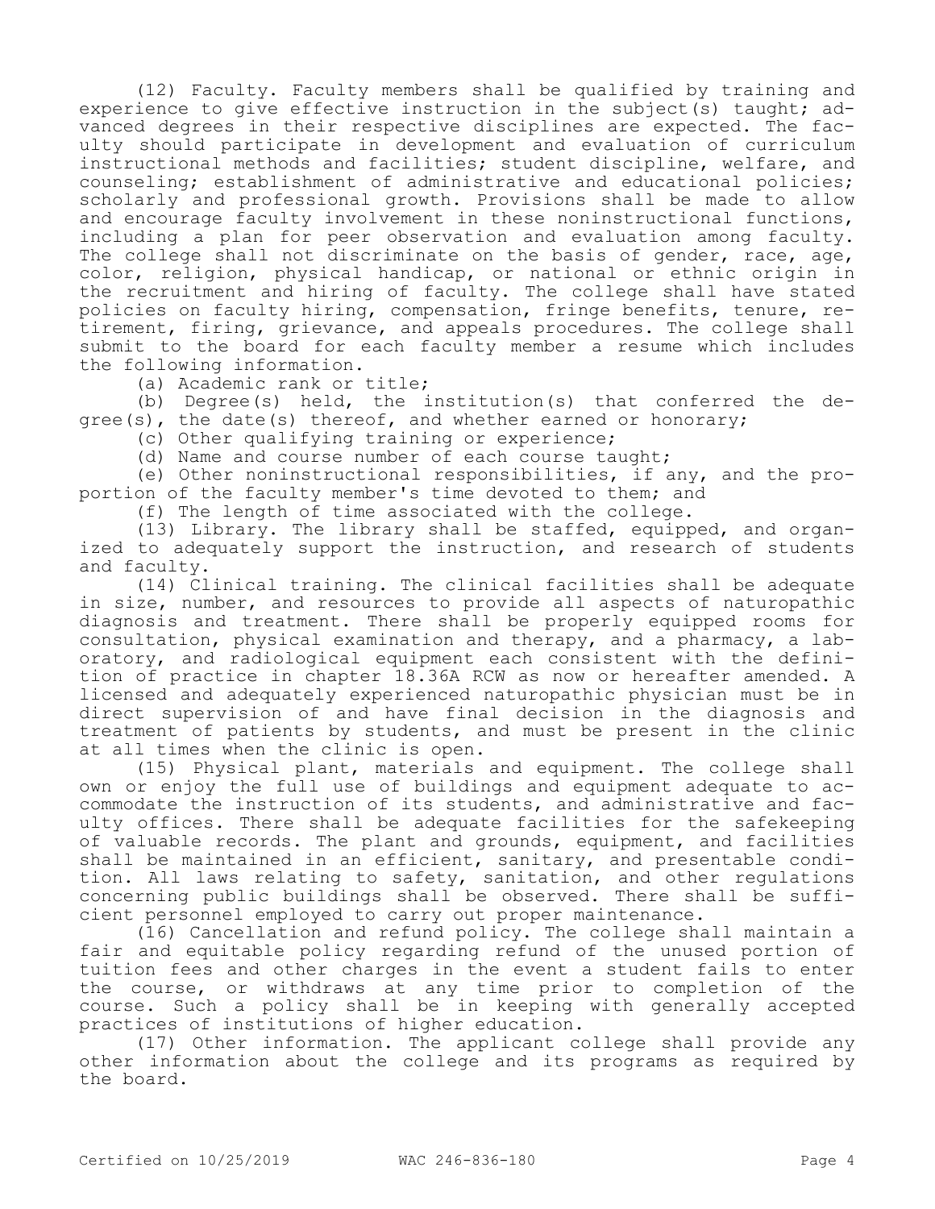(12) Faculty. Faculty members shall be qualified by training and experience to give effective instruction in the subject(s) taught; advanced degrees in their respective disciplines are expected. The faculty should participate in development and evaluation of curriculum instructional methods and facilities; student discipline, welfare, and counseling; establishment of administrative and educational policies; scholarly and professional growth. Provisions shall be made to allow and encourage faculty involvement in these noninstructional functions, including a plan for peer observation and evaluation among faculty. The college shall not discriminate on the basis of gender, race, age, color, religion, physical handicap, or national or ethnic origin in the recruitment and hiring of faculty. The college shall have stated policies on faculty hiring, compensation, fringe benefits, tenure, retirement, firing, grievance, and appeals procedures. The college shall submit to the board for each faculty member a resume which includes the following information.

(a) Academic rank or title;

(b) Degree(s) held, the institution(s) that conferred the degree(s), the date(s) thereof, and whether earned or honorary;

(c) Other qualifying training or experience;

(d) Name and course number of each course taught;

(e) Other noninstructional responsibilities, if any, and the proportion of the faculty member's time devoted to them; and

(f) The length of time associated with the college.

(13) Library. The library shall be staffed, equipped, and organized to adequately support the instruction, and research of students and faculty.

(14) Clinical training. The clinical facilities shall be adequate in size, number, and resources to provide all aspects of naturopathic diagnosis and treatment. There shall be properly equipped rooms for consultation, physical examination and therapy, and a pharmacy, a laboratory, and radiological equipment each consistent with the definition of practice in chapter 18.36A RCW as now or hereafter amended. A licensed and adequately experienced naturopathic physician must be in direct supervision of and have final decision in the diagnosis and treatment of patients by students, and must be present in the clinic at all times when the clinic is open.

(15) Physical plant, materials and equipment. The college shall own or enjoy the full use of buildings and equipment adequate to accommodate the instruction of its students, and administrative and faculty offices. There shall be adequate facilities for the safekeeping of valuable records. The plant and grounds, equipment, and facilities shall be maintained in an efficient, sanitary, and presentable condition. All laws relating to safety, sanitation, and other regulations concerning public buildings shall be observed. There shall be sufficient personnel employed to carry out proper maintenance.

(16) Cancellation and refund policy. The college shall maintain a fair and equitable policy regarding refund of the unused portion of tuition fees and other charges in the event a student fails to enter the course, or withdraws at any time prior to completion of the course. Such a policy shall be in keeping with generally accepted practices of institutions of higher education.

(17) Other information. The applicant college shall provide any other information about the college and its programs as required by the board.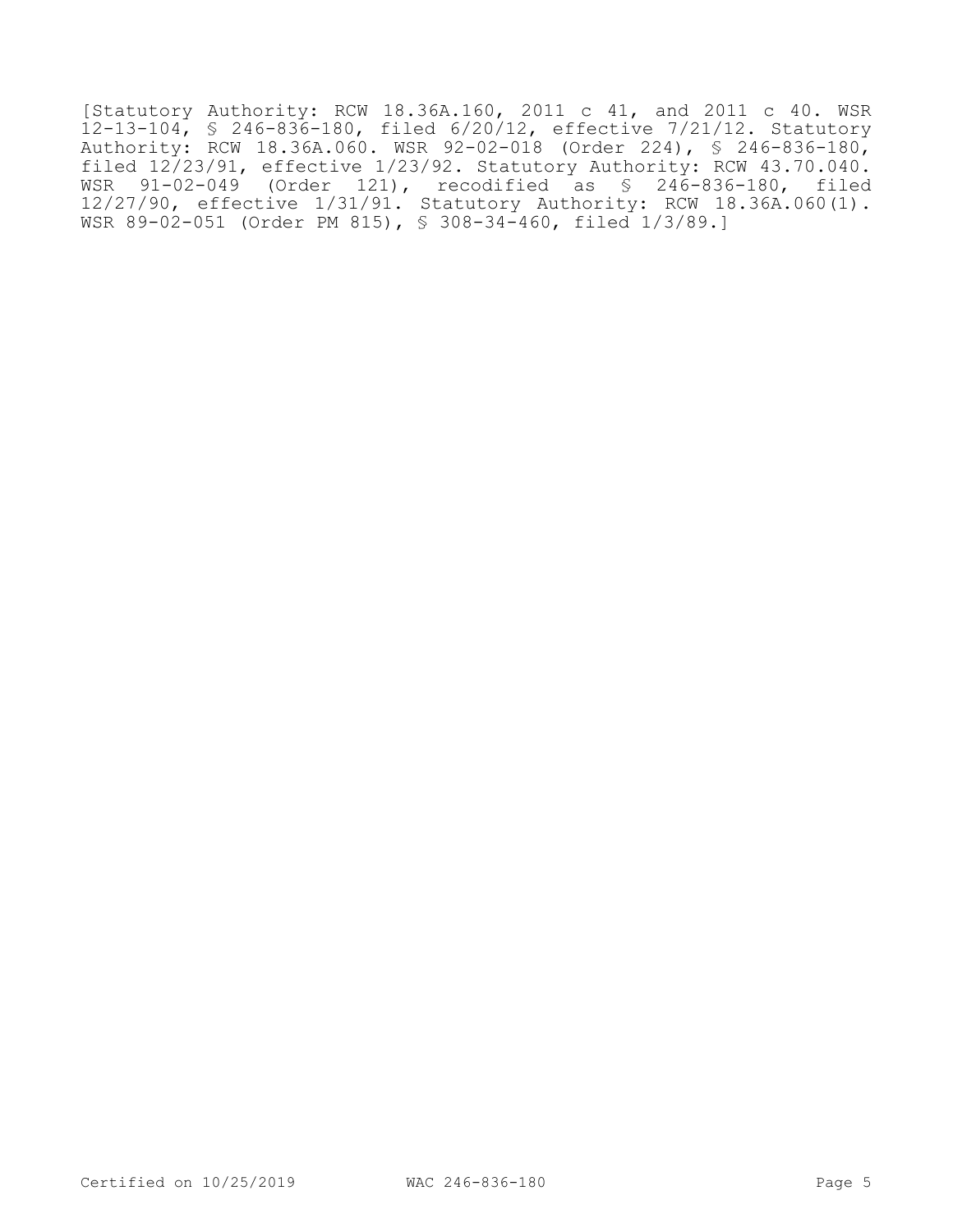[Statutory Authority: RCW 18.36A.160, 2011 c 41, and 2011 c 40. WSR 12-13-104, § 246-836-180, filed 6/20/12, effective 7/21/12. Statutory Authority: RCW 18.36A.060. WSR 92-02-018 (Order 224), § 246-836-180, filed 12/23/91, effective 1/23/92. Statutory Authority: RCW 43.70.040. WSR 91-02-049 (Order 121), recodified as § 246-836-180, filed 12/27/90, effective 1/31/91. Statutory Authority: RCW 18.36A.060(1). WSR 89-02-051 (Order PM 815), § 308-34-460, filed 1/3/89.]